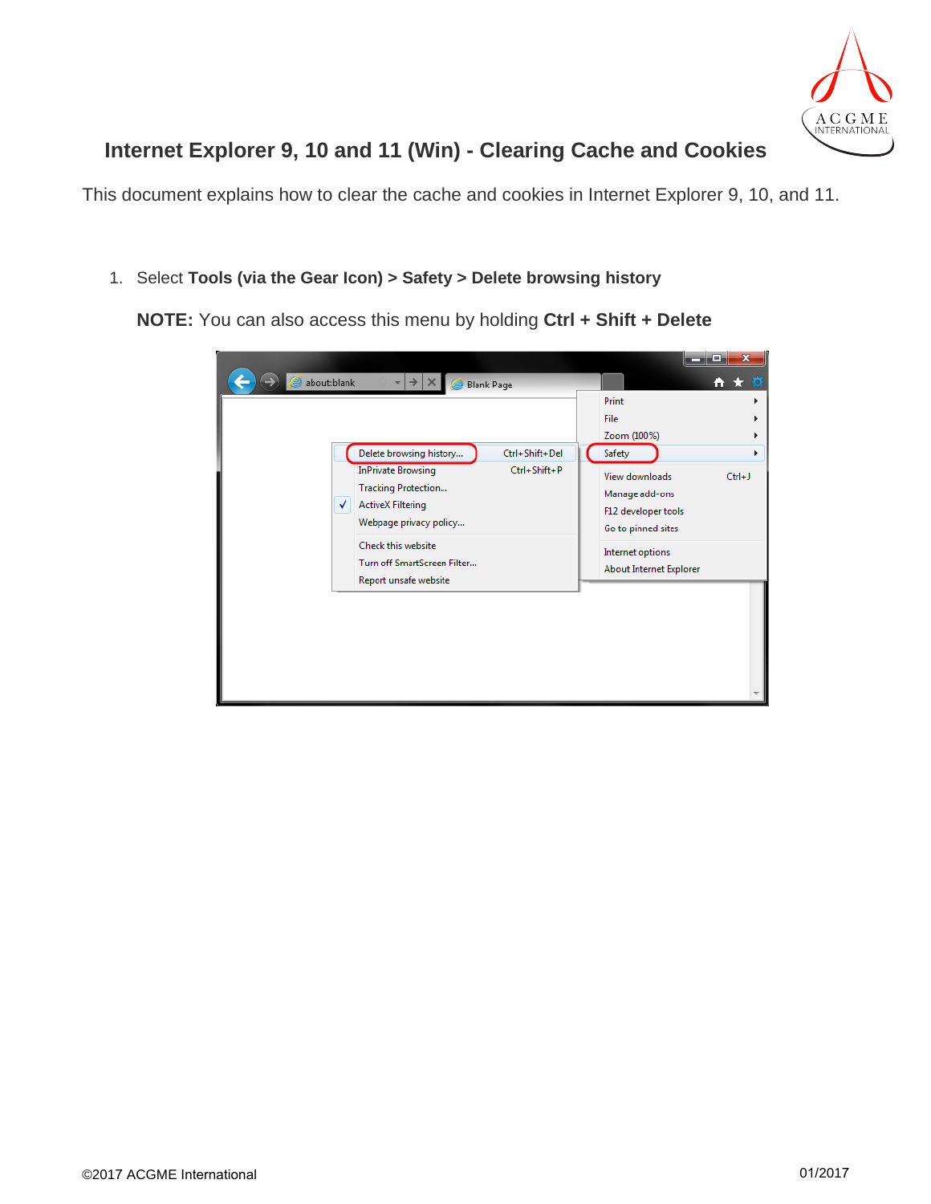# Internet Explorer 9, 10 and 11 (Win) - Clearing Cache and Cookies

This document explains how to clear the cache and cookies in Internet Explorer 9, 10, and 11.

1. Select **Tools (via the Gear Icon) > Safety > Delete browsing history**

   **NOTE:** You can also access this menu by holding **Ctrl + Shift + Delete**

©2017 ACGME International 01/2017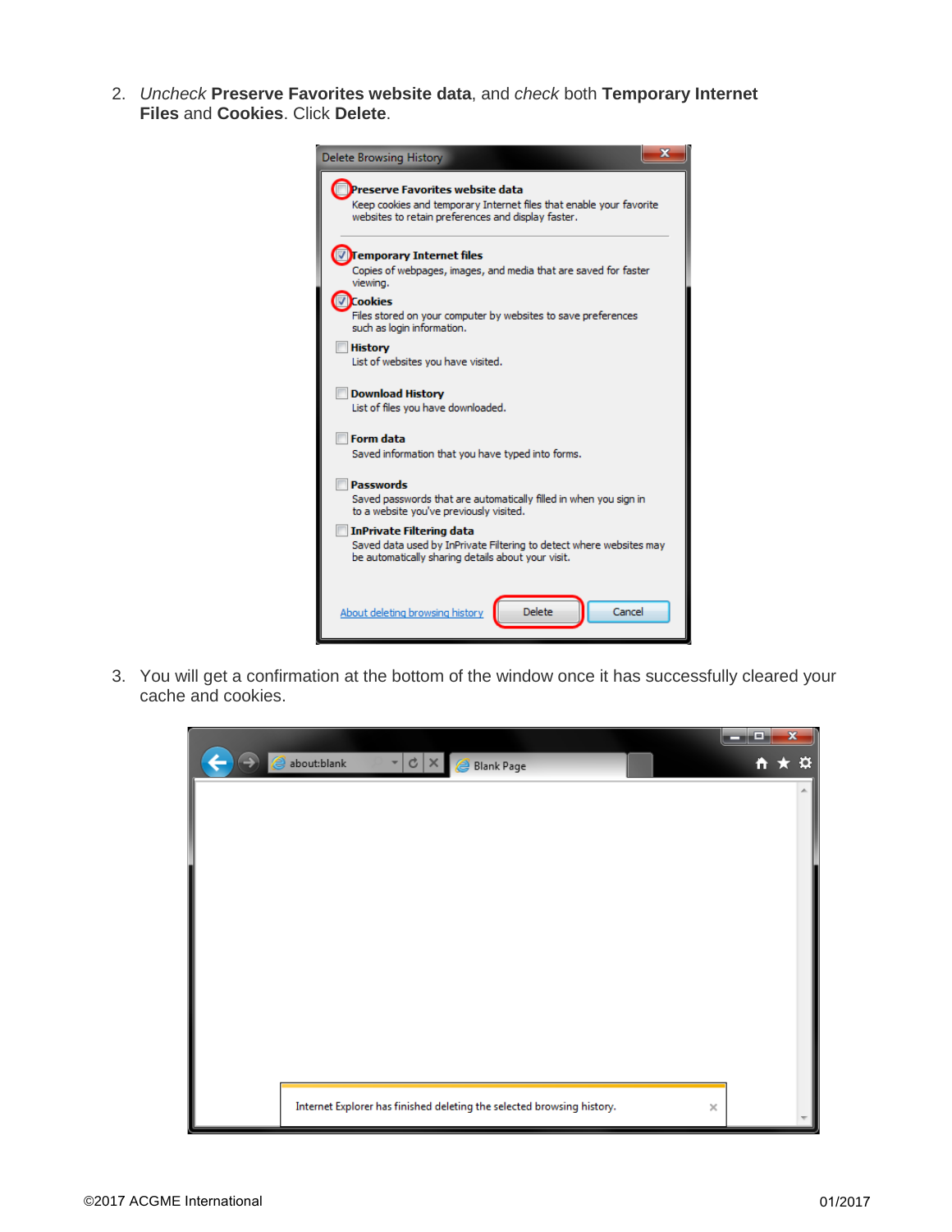2. *Uncheck* **Preserve Favorites website data**, and *check* both **Temporary Internet Files** and **Cookies**. Click **Delete**.

3. You will get a confirmation at the bottom of the window once it has successfully cleared your cache and cookies.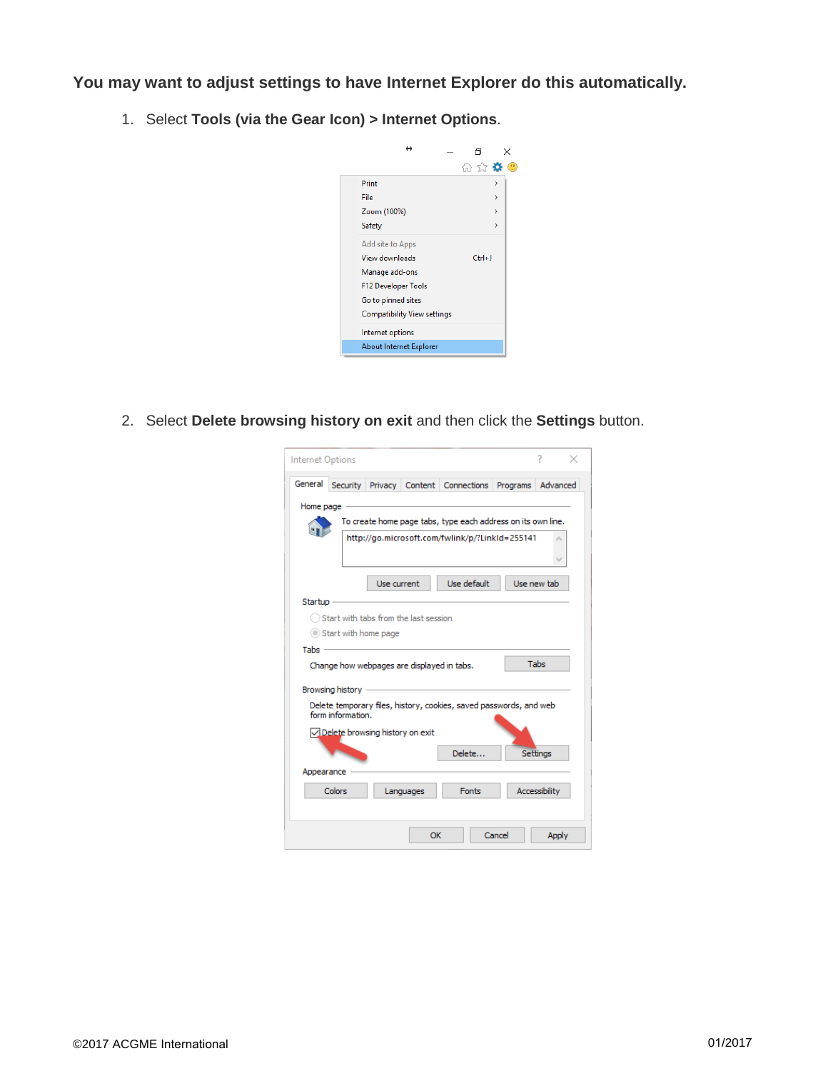**You may want to adjust settings to have Internet Explorer do this automatically.**

1. Select **Tools (via the Gear Icon) > Internet Options**.

2. Select **Delete browsing history on exit** and then click the **Settings** button.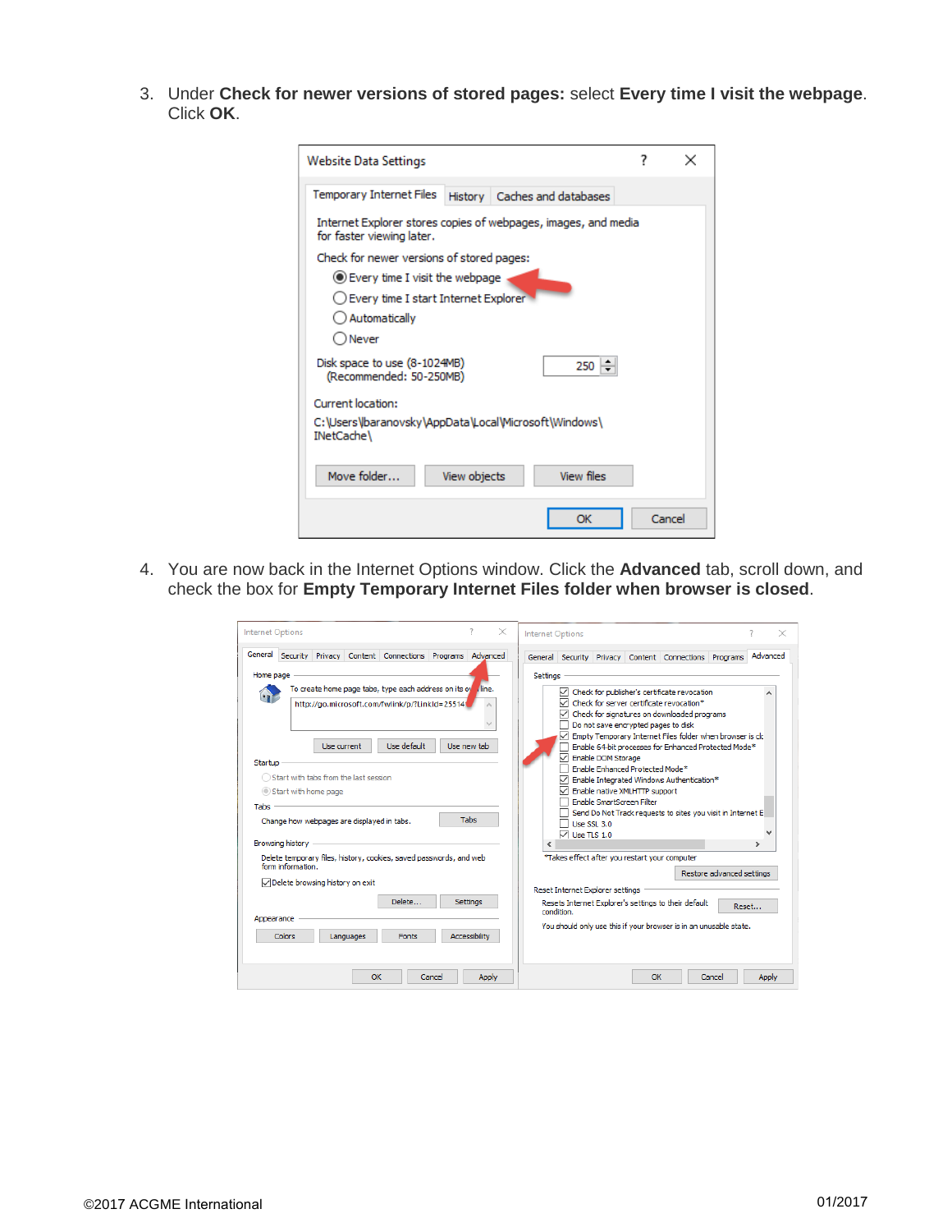3. Under **Check for newer versions of stored pages:** select **Every time I visit the webpage**. Click **OK**.

4. You are now back in the Internet Options window. Click the **Advanced** tab, scroll down, and check the box for **Empty Temporary Internet Files folder when browser is closed**.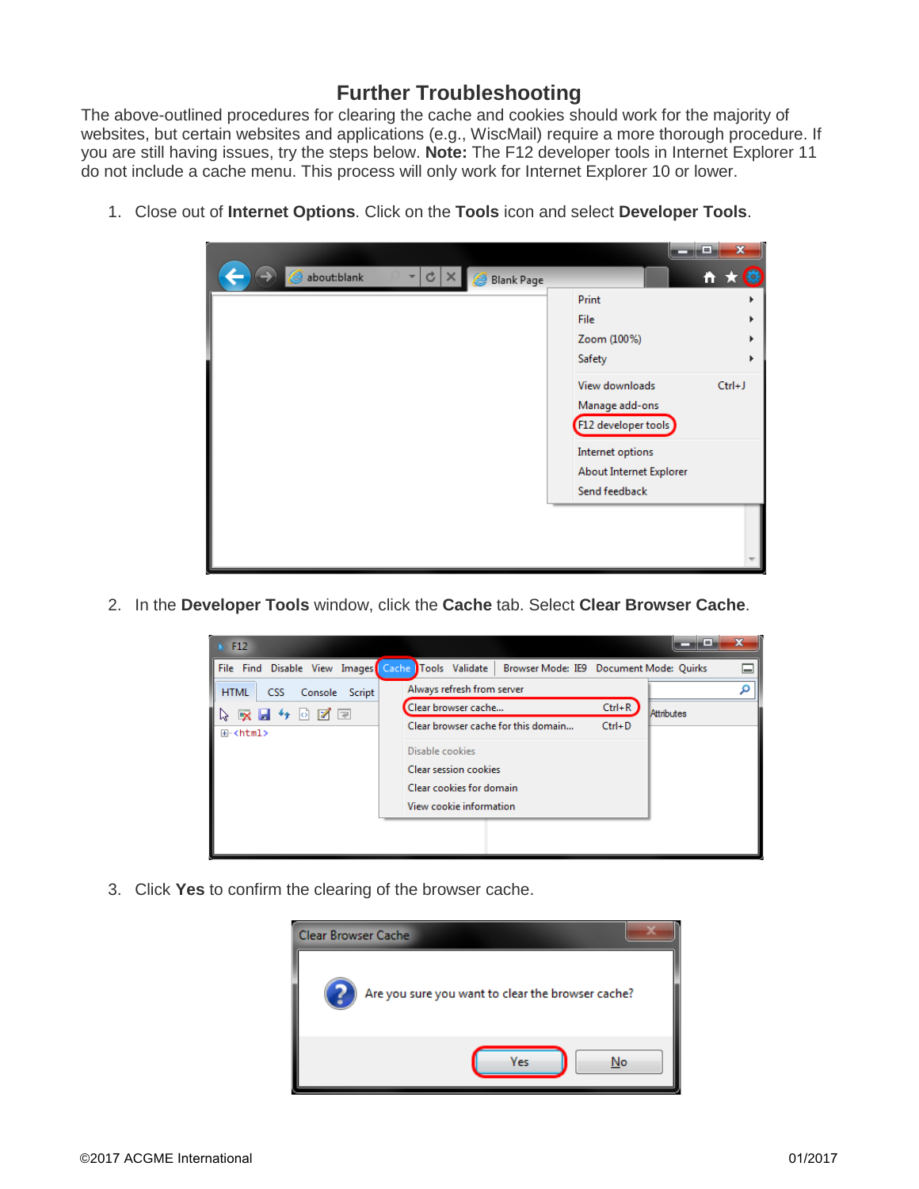## Further Troubleshooting

The above-outlined procedures for clearing the cache and cookies should work for the majority of websites, but certain websites and applications (e.g., WiscMail) require a more thorough procedure. If you are still having issues, try the steps below. **Note:** The F12 developer tools in Internet Explorer 11 do not include a cache menu. This process will only work for Internet Explorer 10 or lower.

1. Close out of **Internet Options**. Click on the **Tools** icon and select **Developer Tools**.

2. In the **Developer Tools** window, click the **Cache** tab. Select **Clear Browser Cache**.

3. Click **Yes** to confirm the clearing of the browser cache.

©2017 ACGME International 01/2017